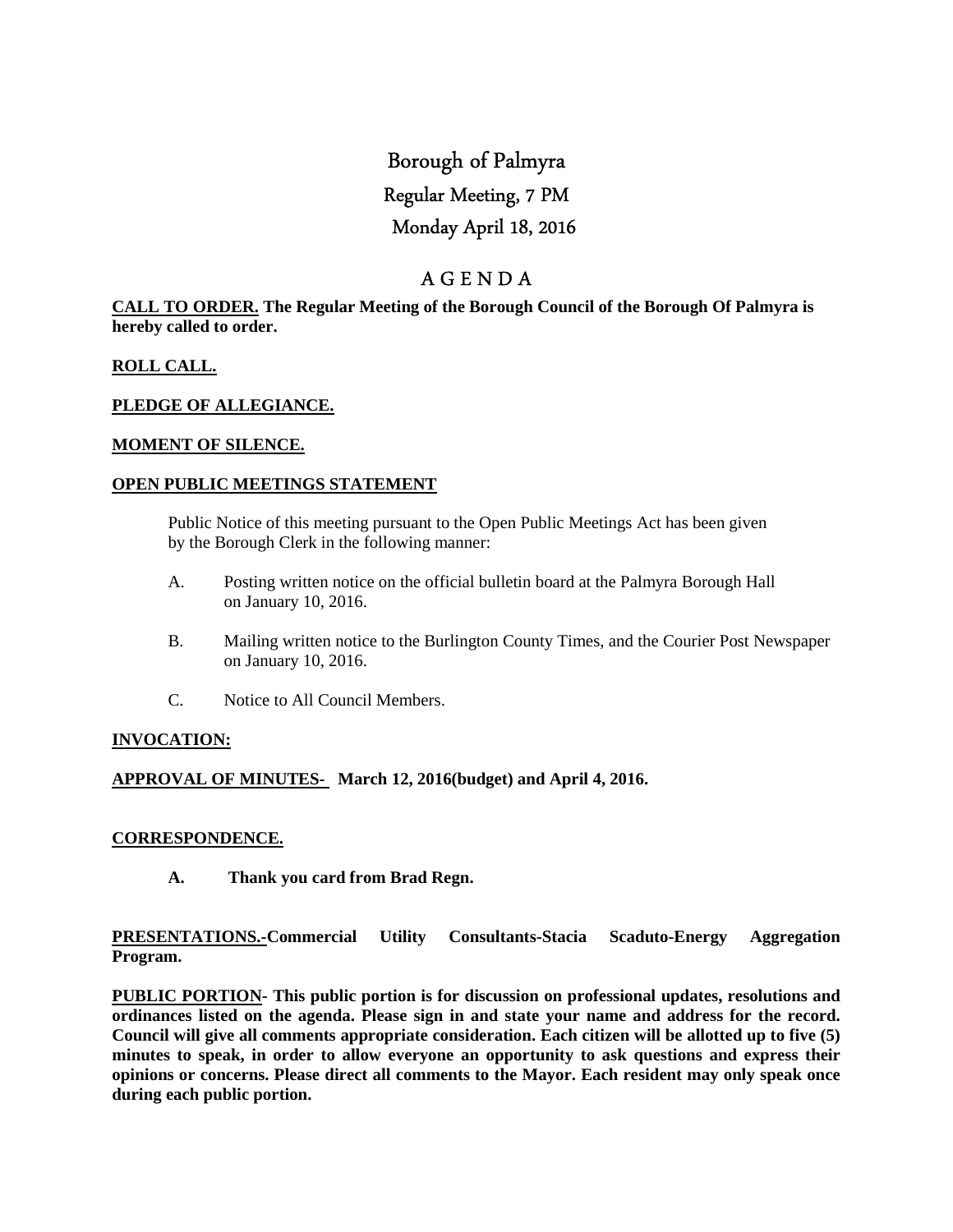# Borough of Palmyra

## Regular Meeting, 7 PM

## Monday April 18, 2016

## A G E N D A

**CALL TO ORDER. The Regular Meeting of the Borough Council of the Borough Of Palmyra is hereby called to order.**

**ROLL CALL.**

**PLEDGE OF ALLEGIANCE.**

**MOMENT OF SILENCE.**

**OPEN PUBLIC MEETINGS STATEMENT**

Public Notice of this meeting pursuant to the Open Public Meetings Act has been given by the Borough Clerk in the following manner:

A. Posting written notice on the official bulletin board at the Palmyra Borough Hall on January 10, 2016.

B. Mailing written notice to the Burlington County Times, and the Courier Post Newspaper on January 10, 2016.

C. Notice to All Council Members.

**INVOCATION:**

**APPROVAL OF MINUTES- March 12, 2016(budget) and April 4, 2016.**

**CORRESPONDENCE.**

**A. Thank you card from Brad Regn.**

**PRESENTATIONS.-Commercial Utility Consultants-Stacia Scaduto-Energy Aggregation Program.**

**PUBLIC PORTION- This public portion is for discussion on professional updates, resolutions and ordinances listed on the agenda. Please sign in and state your name and address for the record. Council will give all comments appropriate consideration. Each citizen will be allotted up to five (5) minutes to speak, in order to allow everyone an opportunity to ask questions and express their opinions or concerns. Please direct all comments to the Mayor. Each resident may only speak once during each public portion.**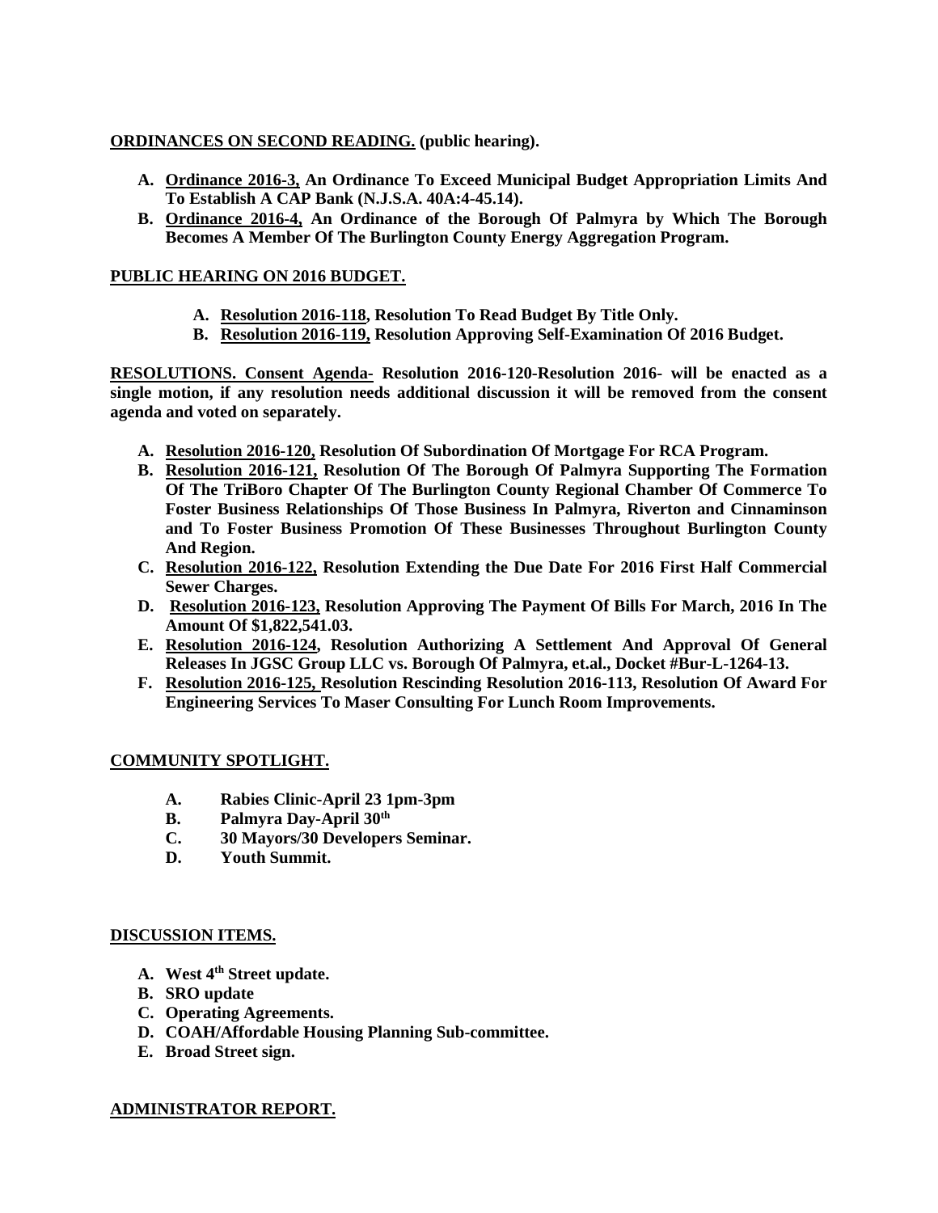**ORDINANCES ON SECOND READING. (public hearing).**

- **A. Ordinance 2016-3, An Ordinance To Exceed Municipal Budget Appropriation Limits And To Establish A CAP Bank (N.J.S.A. 40A:4-45.14).**
- **B. Ordinance 2016-4, An Ordinance of the Borough Of Palmyra by Which The Borough Becomes A Member Of The Burlington County Energy Aggregation Program.**

**PUBLIC HEARING ON 2016 BUDGET.**

- **A. Resolution 2016-118, Resolution To Read Budget By Title Only.**
- **B. Resolution 2016-119, Resolution Approving Self-Examination Of 2016 Budget.**

**RESOLUTIONS. Consent Agenda- Resolution 2016-120-Resolution 2016- will be enacted as a single motion, if any resolution needs additional discussion it will be removed from the consent agenda and voted on separately.**

- **A. Resolution 2016-120, Resolution Of Subordination Of Mortgage For RCA Program.**
- **B. Resolution 2016-121, Resolution Of The Borough Of Palmyra Supporting The Formation Of The TriBoro Chapter Of The Burlington County Regional Chamber Of Commerce To Foster Business Relationships Of Those Business In Palmyra, Riverton and Cinnaminson and To Foster Business Promotion Of These Businesses Throughout Burlington County And Region.**
- **C. Resolution 2016-122, Resolution Extending the Due Date For 2016 First Half Commercial Sewer Charges.**
- **D. Resolution 2016-123, Resolution Approving The Payment Of Bills For March, 2016 In The Amount Of $1,822,541.03.**
- **E. Resolution 2016-124, Resolution Authorizing A Settlement And Approval Of General Releases In JGSC Group LLC vs. Borough Of Palmyra, et.al., Docket #Bur-L-1264-13.**
- **F. Resolution 2016-125, Resolution Rescinding Resolution 2016-113, Resolution Of Award For Engineering Services To Maser Consulting For Lunch Room Improvements.**

**COMMUNITY SPOTLIGHT.**

- **A. Rabies Clinic-April 23 1pm-3pm**
- **B. Palmyra Day-April 30th**
- **C. 30 Mayors/30 Developers Seminar.**
- **D. Youth Summit.**

**DISCUSSION ITEMS.**

- **A. West 4th Street update.**
- **B. SRO update**
- **C. Operating Agreements.**
- **D. COAH/Affordable Housing Planning Sub-committee.**
- **E. Broad Street sign.**

**ADMINISTRATOR REPORT.**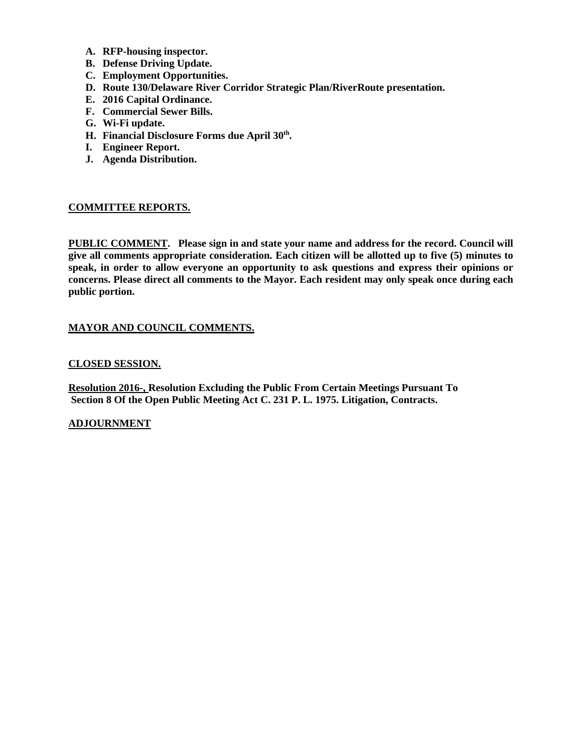A. **RFP-housing inspector.**
B. **Defense Driving Update.**
C. **Employment Opportunities.**
D. **Route 130/Delaware River Corridor Strategic Plan/RiverRoute presentation.**
E. **2016 Capital Ordinance.**
F. **Commercial Sewer Bills.**
G. **Wi-Fi update.**
H. **Financial Disclosure Forms due April 30th.**
I. **Engineer Report.**
J. **Agenda Distribution.**

**COMMITTEE REPORTS.**

**PUBLIC COMMENT. Please sign in and state your name and address for the record. Council will give all comments appropriate consideration. Each citizen will be allotted up to five (5) minutes to speak, in order to allow everyone an opportunity to ask questions and express their opinions or concerns. Please direct all comments to the Mayor. Each resident may only speak once during each public portion.**

**MAYOR AND COUNCIL COMMENTS.**

**CLOSED SESSION.**

**Resolution 2016-, Resolution Excluding the Public From Certain Meetings Pursuant To Section 8 Of the Open Public Meeting Act C. 231 P. L. 1975. Litigation, Contracts.**

**ADJOURNMENT**